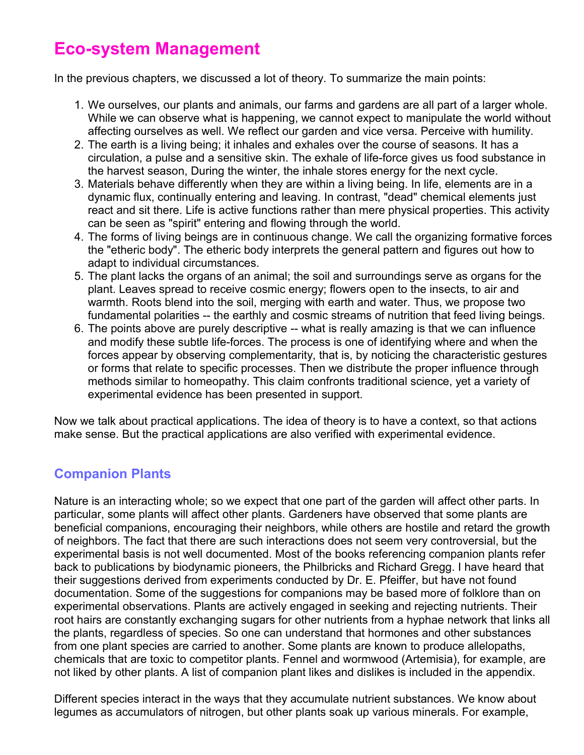# Eco-system Management

In the previous chapters, we discussed a lot of theory. To summarize the main points:

1. We ourselves, our plants and animals, our farms and gardens are all part of a larger whole. While we can observe what is happening, we cannot expect to manipulate the world without affecting ourselves as well. We reflect our garden and vice versa. Perceive with humility.
2. The earth is a living being; it inhales and exhales over the course of seasons. It has a circulation, a pulse and a sensitive skin. The exhale of life-force gives us food substance in the harvest season, During the winter, the inhale stores energy for the next cycle.
3. Materials behave differently when they are within a living being. In life, elements are in a dynamic flux, continually entering and leaving. In contrast, "dead" chemical elements just react and sit there. Life is active functions rather than mere physical properties. This activity can be seen as "spirit" entering and flowing through the world.
4. The forms of living beings are in continuous change. We call the organizing formative forces the "etheric body". The etheric body interprets the general pattern and figures out how to adapt to individual circumstances.
5. The plant lacks the organs of an animal; the soil and surroundings serve as organs for the plant. Leaves spread to receive cosmic energy; flowers open to the insects, to air and warmth. Roots blend into the soil, merging with earth and water. Thus, we propose two fundamental polarities -- the earthly and cosmic streams of nutrition that feed living beings.
6. The points above are purely descriptive -- what is really amazing is that we can influence and modify these subtle life-forces. The process is one of identifying where and when the forces appear by observing complementarity, that is, by noticing the characteristic gestures or forms that relate to specific processes. Then we distribute the proper influence through methods similar to homeopathy. This claim confronts traditional science, yet a variety of experimental evidence has been presented in support.

Now we talk about practical applications. The idea of theory is to have a context, so that actions make sense. But the practical applications are also verified with experimental evidence.

## Companion Plants

Nature is an interacting whole; so we expect that one part of the garden will affect other parts. In particular, some plants will affect other plants. Gardeners have observed that some plants are beneficial companions, encouraging their neighbors, while others are hostile and retard the growth of neighbors. The fact that there are such interactions does not seem very controversial, but the experimental basis is not well documented. Most of the books referencing companion plants refer back to publications by biodynamic pioneers, the Philbricks and Richard Gregg. I have heard that their suggestions derived from experiments conducted by Dr. E. Pfeiffer, but have not found documentation. Some of the suggestions for companions may be based more of folklore than on experimental observations. Plants are actively engaged in seeking and rejecting nutrients. Their root hairs are constantly exchanging sugars for other nutrients from a hyphae network that links all the plants, regardless of species. So one can understand that hormones and other substances from one plant species are carried to another. Some plants are known to produce allelopaths, chemicals that are toxic to competitor plants. Fennel and wormwood (Artemisia), for example, are not liked by other plants. A list of companion plant likes and dislikes is included in the appendix.

Different species interact in the ways that they accumulate nutrient substances. We know about legumes as accumulators of nitrogen, but other plants soak up various minerals. For example,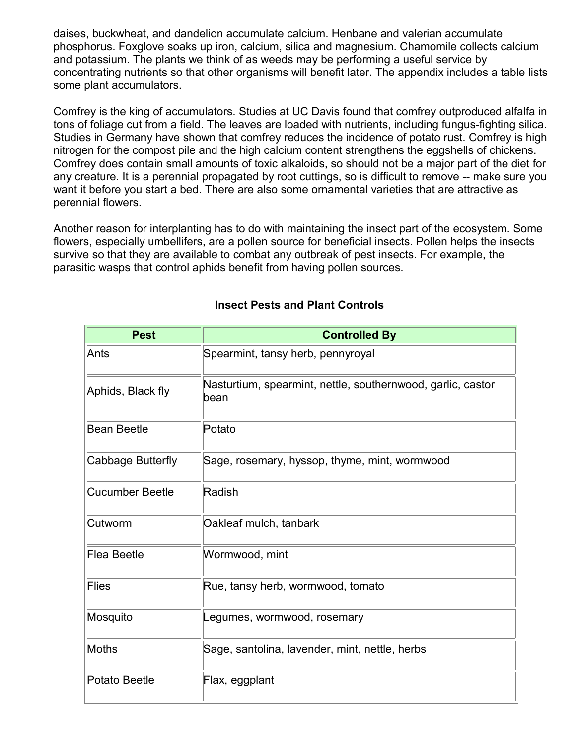daises, buckwheat, and dandelion accumulate calcium. Henbane and valerian accumulate phosphorus. Foxglove soaks up iron, calcium, silica and magnesium. Chamomile collects calcium and potassium. The plants we think of as weeds may be performing a useful service by concentrating nutrients so that other organisms will benefit later. The appendix includes a table lists some plant accumulators.

Comfrey is the king of accumulators. Studies at UC Davis found that comfrey outproduced alfalfa in tons of foliage cut from a field. The leaves are loaded with nutrients, including fungus-fighting silica. Studies in Germany have shown that comfrey reduces the incidence of potato rust. Comfrey is high nitrogen for the compost pile and the high calcium content strengthens the eggshells of chickens. Comfrey does contain small amounts of toxic alkaloids, so should not be a major part of the diet for any creature. It is a perennial propagated by root cuttings, so is difficult to remove -- make sure you want it before you start a bed. There are also some ornamental varieties that are attractive as perennial flowers.

Another reason for interplanting has to do with maintaining the insect part of the ecosystem. Some flowers, especially umbellifers, are a pollen source for beneficial insects. Pollen helps the insects survive so that they are available to combat any outbreak of pest insects. For example, the parasitic wasps that control aphids benefit from having pollen sources.

**Insect Pests and Plant Controls**

| Pest | Controlled By |
|---|---|
| Ants | Spearmint, tansy herb, pennyroyal |
| Aphids, Black fly | Nasturtium, spearmint, nettle, southernwood, garlic, castor bean |
| Bean Beetle | Potato |
| Cabbage Butterfly | Sage, rosemary, hyssop, thyme, mint, wormwood |
| Cucumber Beetle | Radish |
| Cutworm | Oakleaf mulch, tanbark |
| Flea Beetle | Wormwood, mint |
| Flies | Rue, tansy herb, wormwood, tomato |
| Mosquito | Legumes, wormwood, rosemary |
| Moths | Sage, santolina, lavender, mint, nettle, herbs |
| Potato Beetle | Flax, eggplant |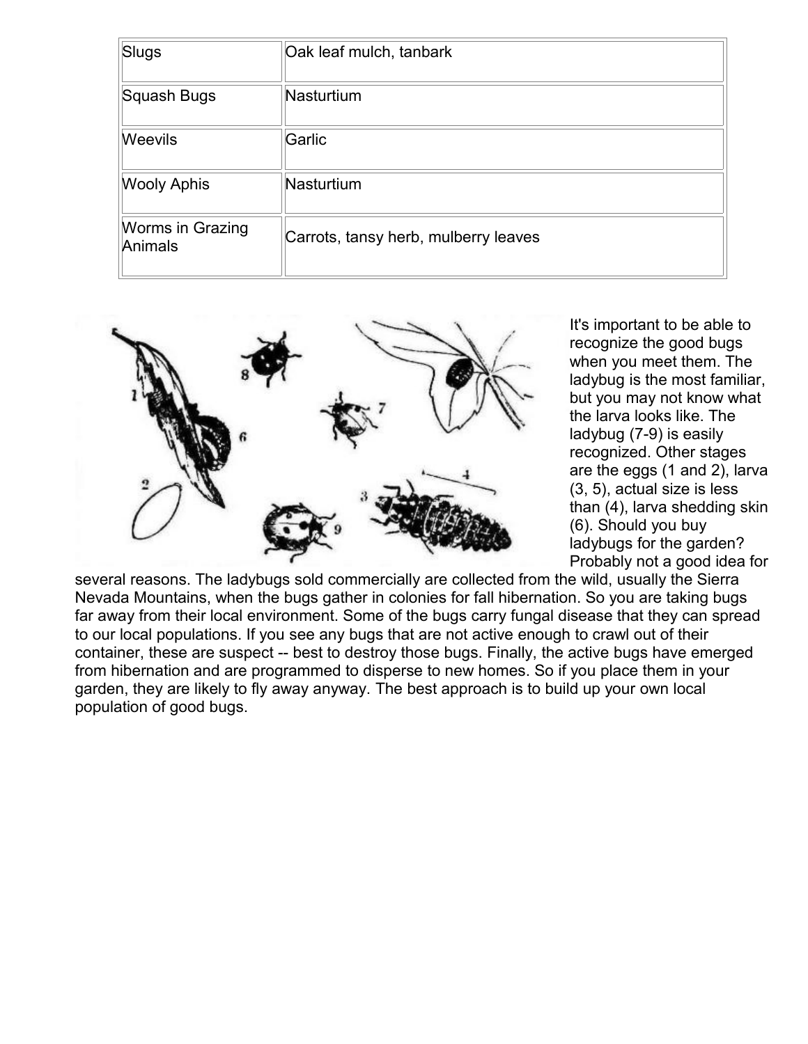| Slugs | Oak leaf mulch, tanbark |
|---|---|
| Squash Bugs | Nasturtium |
| Weevils | Garlic |
| Wooly Aphis | Nasturtium |
| Worms in Grazing Animals | Carrots, tansy herb, mulberry leaves |

It's important to be able to recognize the good bugs when you meet them. The ladybug is the most familiar, but you may not know what the larva looks like. The ladybug (7-9) is easily recognized. Other stages are the eggs (1 and 2), larva (3, 5), actual size is less than (4), larva shedding skin (6). Should you buy ladybugs for the garden? Probably not a good idea for several reasons. The ladybugs sold commercially are collected from the wild, usually the Sierra Nevada Mountains, when the bugs gather in colonies for fall hibernation. So you are taking bugs far away from their local environment. Some of the bugs carry fungal disease that they can spread to our local populations. If you see any bugs that are not active enough to crawl out of their container, these are suspect -- best to destroy those bugs. Finally, the active bugs have emerged from hibernation and are programmed to disperse to new homes. So if you place them in your garden, they are likely to fly away anyway. The best approach is to build up your own local population of good bugs.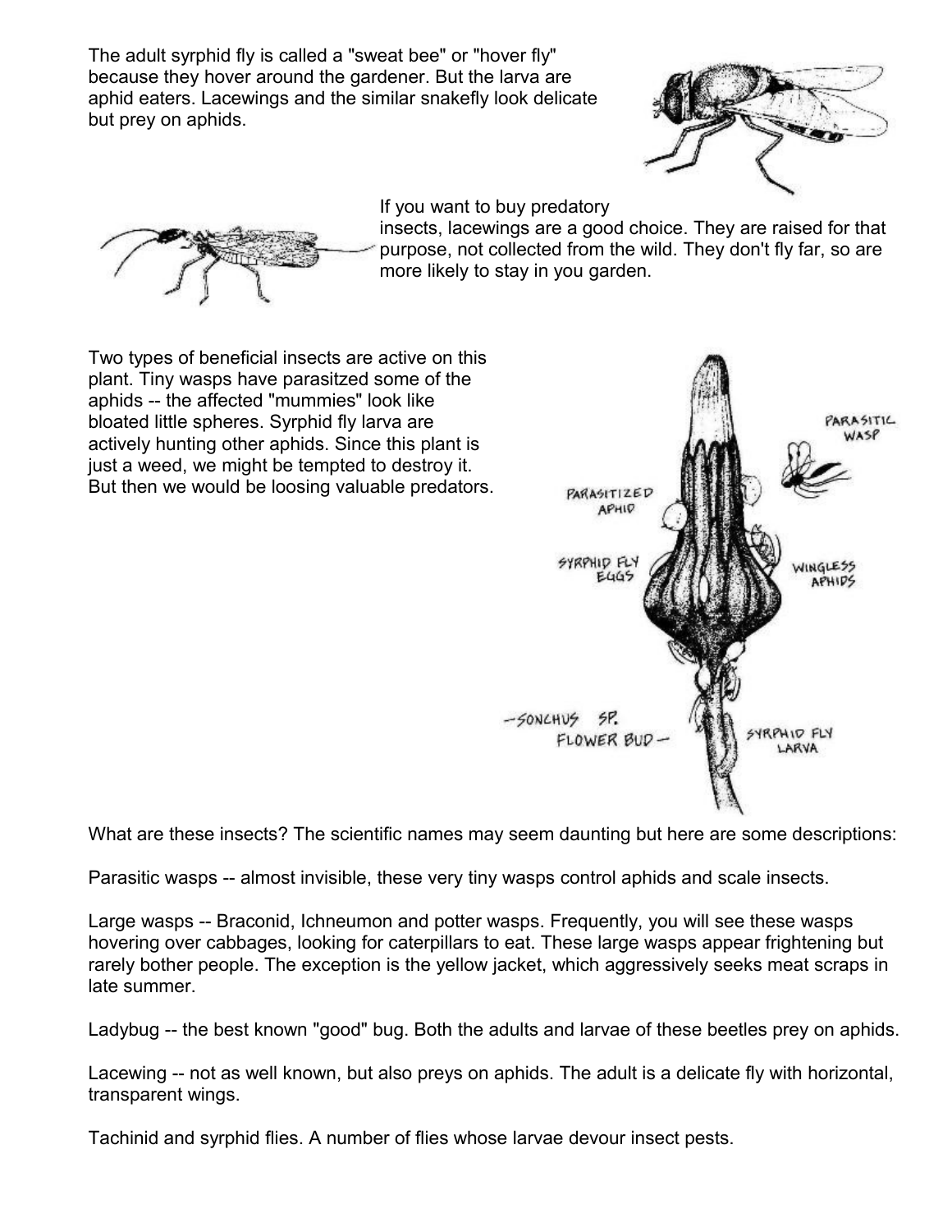The adult syrphid fly is called a "sweat bee" or "hover fly" because they hover around the gardener. But the larva are aphid eaters. Lacewings and the similar snakefly look delicate but prey on aphids.

If you want to buy predatory insects, lacewings are a good choice. They are raised for that purpose, not collected from the wild. They don't fly far, so are more likely to stay in you garden.

Two types of beneficial insects are active on this plant. Tiny wasps have parasitzed some of the aphids -- the affected "mummies" look like bloated little spheres. Syrphid fly larva are actively hunting other aphids. Since this plant is just a weed, we might be tempted to destroy it. But then we would be loosing valuable predators.

What are these insects? The scientific names may seem daunting but here are some descriptions:

Parasitic wasps -- almost invisible, these very tiny wasps control aphids and scale insects.

Large wasps -- Braconid, Ichneumon and potter wasps. Frequently, you will see these wasps hovering over cabbages, looking for caterpillars to eat. These large wasps appear frightening but rarely bother people. The exception is the yellow jacket, which aggressively seeks meat scraps in late summer.

Ladybug -- the best known "good" bug. Both the adults and larvae of these beetles prey on aphids.

Lacewing -- not as well known, but also preys on aphids. The adult is a delicate fly with horizontal, transparent wings.

Tachinid and syrphid flies. A number of flies whose larvae devour insect pests.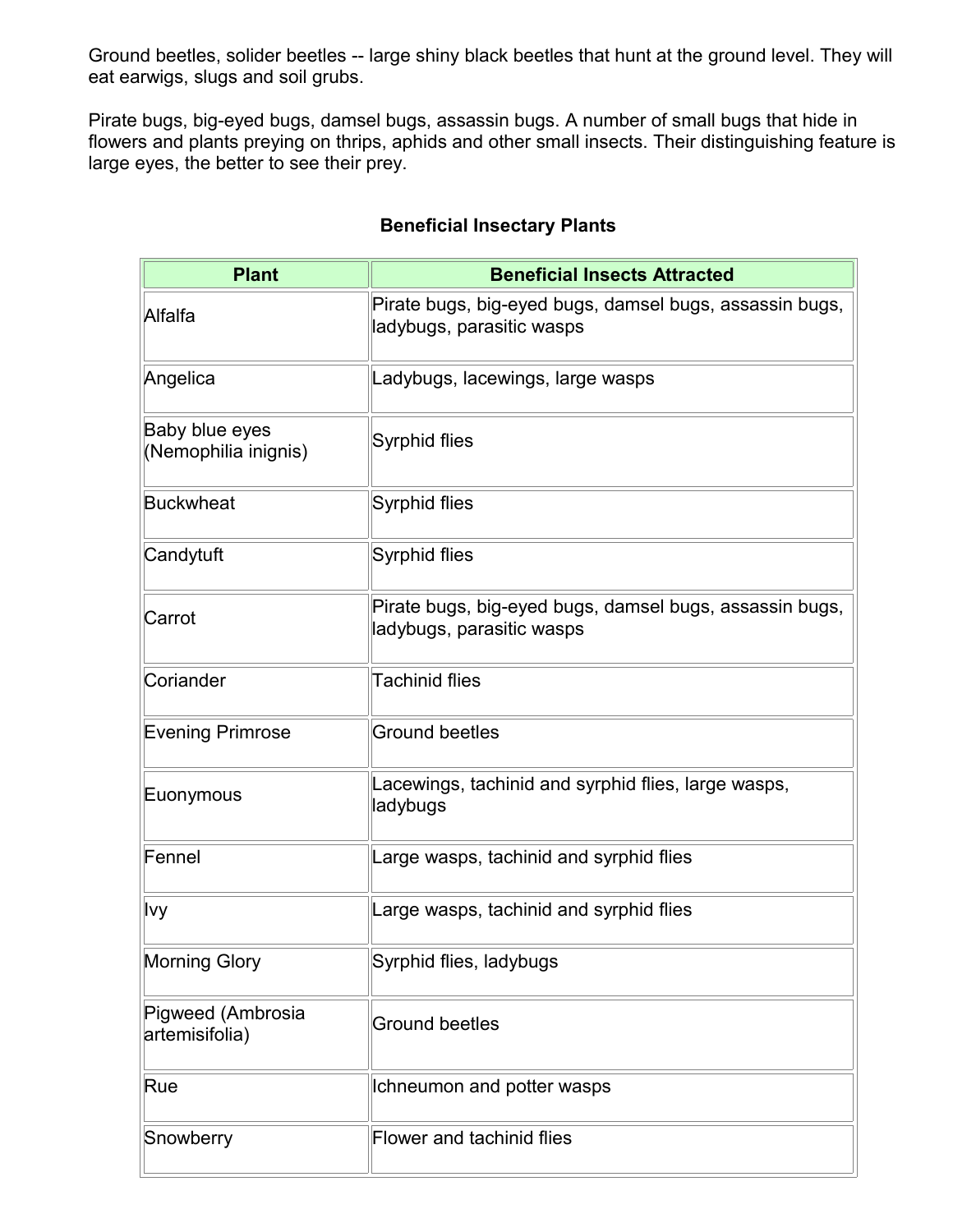Ground beetles, solider beetles -- large shiny black beetles that hunt at the ground level. They will eat earwigs, slugs and soil grubs.

Pirate bugs, big-eyed bugs, damsel bugs, assassin bugs. A number of small bugs that hide in flowers and plants preying on thrips, aphids and other small insects. Their distinguishing feature is large eyes, the better to see their prey.

### Beneficial Insectary Plants

| Plant | Beneficial Insects Attracted |
|---|---|
| Alfalfa | Pirate bugs, big-eyed bugs, damsel bugs, assassin bugs, ladybugs, parasitic wasps |
| Angelica | Ladybugs, lacewings, large wasps |
| Baby blue eyes (Nemophilia inignis) | Syrphid flies |
| Buckwheat | Syrphid flies |
| Candytuft | Syrphid flies |
| Carrot | Pirate bugs, big-eyed bugs, damsel bugs, assassin bugs, ladybugs, parasitic wasps |
| Coriander | Tachinid flies |
| Evening Primrose | Ground beetles |
| Euonymous | Lacewings, tachinid and syrphid flies, large wasps, ladybugs |
| Fennel | Large wasps, tachinid and syrphid flies |
| Ivy | Large wasps, tachinid and syrphid flies |
| Morning Glory | Syrphid flies, ladybugs |
| Pigweed (Ambrosia artemisifolia) | Ground beetles |
| Rue | Ichneumon and potter wasps |
| Snowberry | Flower and tachinid flies |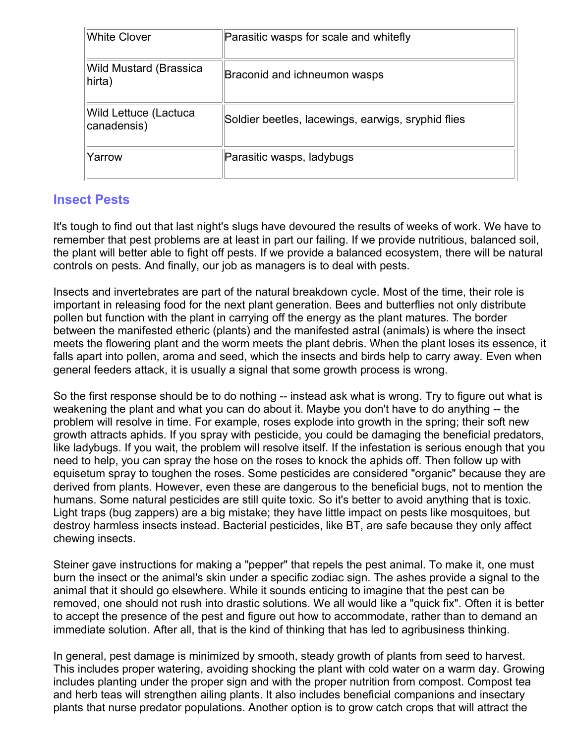| White Clover | Parasitic wasps for scale and whitefly |
|---|---|
| Wild Mustard (Brassica hirta) | Braconid and ichneumon wasps |
| Wild Lettuce (Lactuca canadensis) | Soldier beetles, lacewings, earwigs, sryphid flies |
| Yarrow | Parasitic wasps, ladybugs |

## Insect Pests

It's tough to find out that last night's slugs have devoured the results of weeks of work. We have to remember that pest problems are at least in part our failing. If we provide nutritious, balanced soil, the plant will better able to fight off pests. If we provide a balanced ecosystem, there will be natural controls on pests. And finally, our job as managers is to deal with pests.

Insects and invertebrates are part of the natural breakdown cycle. Most of the time, their role is important in releasing food for the next plant generation. Bees and butterflies not only distribute pollen but function with the plant in carrying off the energy as the plant matures. The border between the manifested etheric (plants) and the manifested astral (animals) is where the insect meets the flowering plant and the worm meets the plant debris. When the plant loses its essence, it falls apart into pollen, aroma and seed, which the insects and birds help to carry away. Even when general feeders attack, it is usually a signal that some growth process is wrong.

So the first response should be to do nothing -- instead ask what is wrong. Try to figure out what is weakening the plant and what you can do about it. Maybe you don't have to do anything -- the problem will resolve in time. For example, roses explode into growth in the spring; their soft new growth attracts aphids. If you spray with pesticide, you could be damaging the beneficial predators, like ladybugs. If you wait, the problem will resolve itself. If the infestation is serious enough that you need to help, you can spray the hose on the roses to knock the aphids off. Then follow up with equisetum spray to toughen the roses. Some pesticides are considered "organic" because they are derived from plants. However, even these are dangerous to the beneficial bugs, not to mention the humans. Some natural pesticides are still quite toxic. So it's better to avoid anything that is toxic. Light traps (bug zappers) are a big mistake; they have little impact on pests like mosquitoes, but destroy harmless insects instead. Bacterial pesticides, like BT, are safe because they only affect chewing insects.

Steiner gave instructions for making a "pepper" that repels the pest animal. To make it, one must burn the insect or the animal's skin under a specific zodiac sign. The ashes provide a signal to the animal that it should go elsewhere. While it sounds enticing to imagine that the pest can be removed, one should not rush into drastic solutions. We all would like a "quick fix". Often it is better to accept the presence of the pest and figure out how to accommodate, rather than to demand an immediate solution. After all, that is the kind of thinking that has led to agribusiness thinking.

In general, pest damage is minimized by smooth, steady growth of plants from seed to harvest. This includes proper watering, avoiding shocking the plant with cold water on a warm day. Growing includes planting under the proper sign and with the proper nutrition from compost. Compost tea and herb teas will strengthen ailing plants. It also includes beneficial companions and insectary plants that nurse predator populations. Another option is to grow catch crops that will attract the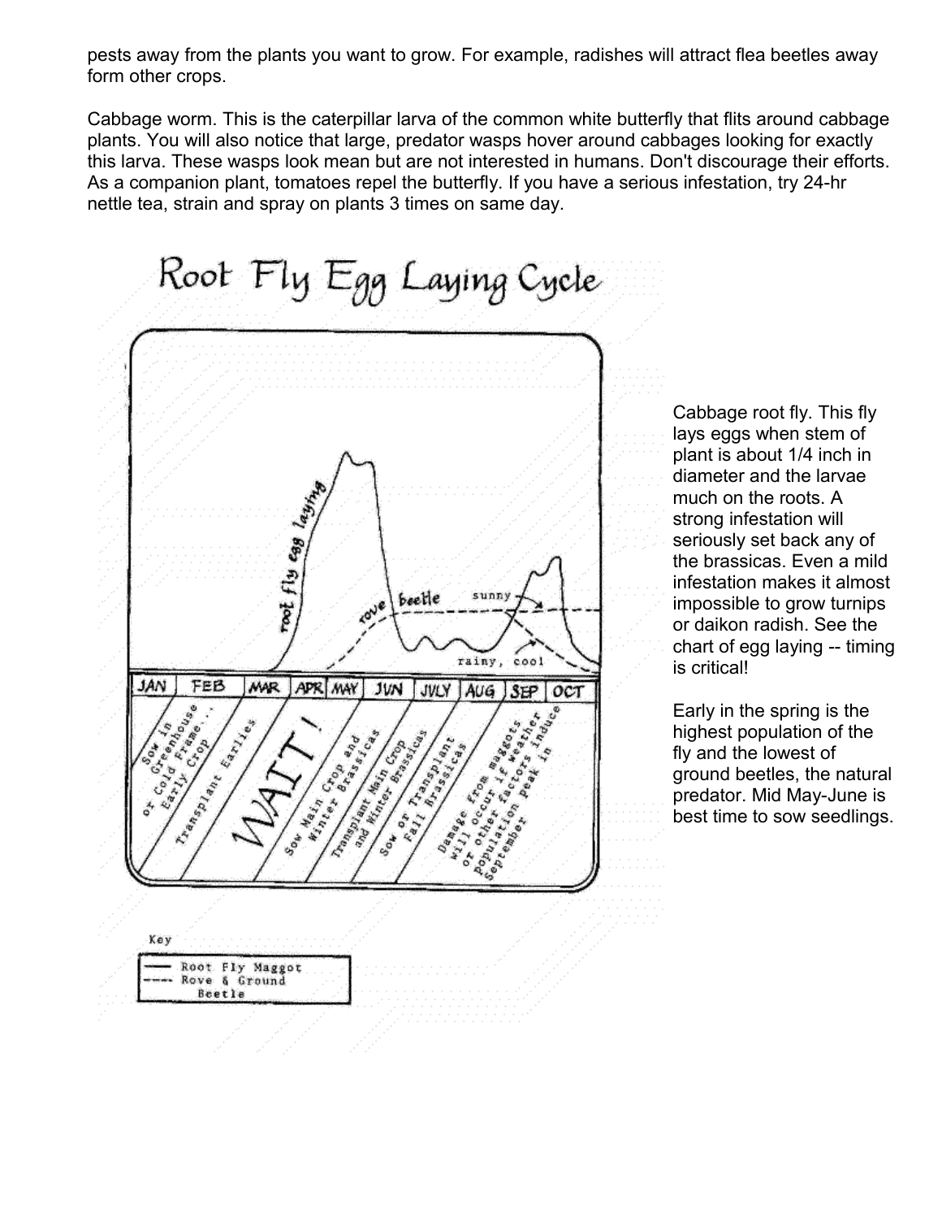pests away from the plants you want to grow. For example, radishes will attract flea beetles away form other crops.

Cabbage worm. This is the caterpillar larva of the common white butterfly that flits around cabbage plants. You will also notice that large, predator wasps hover around cabbages looking for exactly this larva. These wasps look mean but are not interested in humans. Don't discourage their efforts. As a companion plant, tomatoes repel the butterfly. If you have a serious infestation, try 24-hr nettle tea, strain and spray on plants 3 times on same day.

Root Fly Egg Laying Cycle

root fly egg laying

rove beetle

sunny

rainy, cool

| JAN | FEB | MAR | APR | MAY | JUN | JULY | AUG | SEP | OCT |
|---|---|---|---|---|---|---|---|---|---|

Sow in Greenhouse or Cold Frame... Early Crop

Transplant Earlies

WAIT!

Sow Main Crop and Winter Brassicas

Transplant Main Crop and Winter Brassicas

Sow or Transplant Fall Brassicas

Damage from maggots will occur if weather or other factors induce population peak in September

Key

— Root Fly Maggot

---- Rove & Ground Beetle

Cabbage root fly. This fly lays eggs when stem of plant is about 1/4 inch in diameter and the larvae much on the roots. A strong infestation will seriously set back any of the brassicas. Even a mild infestation makes it almost impossible to grow turnips or daikon radish. See the chart of egg laying -- timing is critical!

Early in the spring is the highest population of the fly and the lowest of ground beetles, the natural predator. Mid May-June is best time to sow seedlings.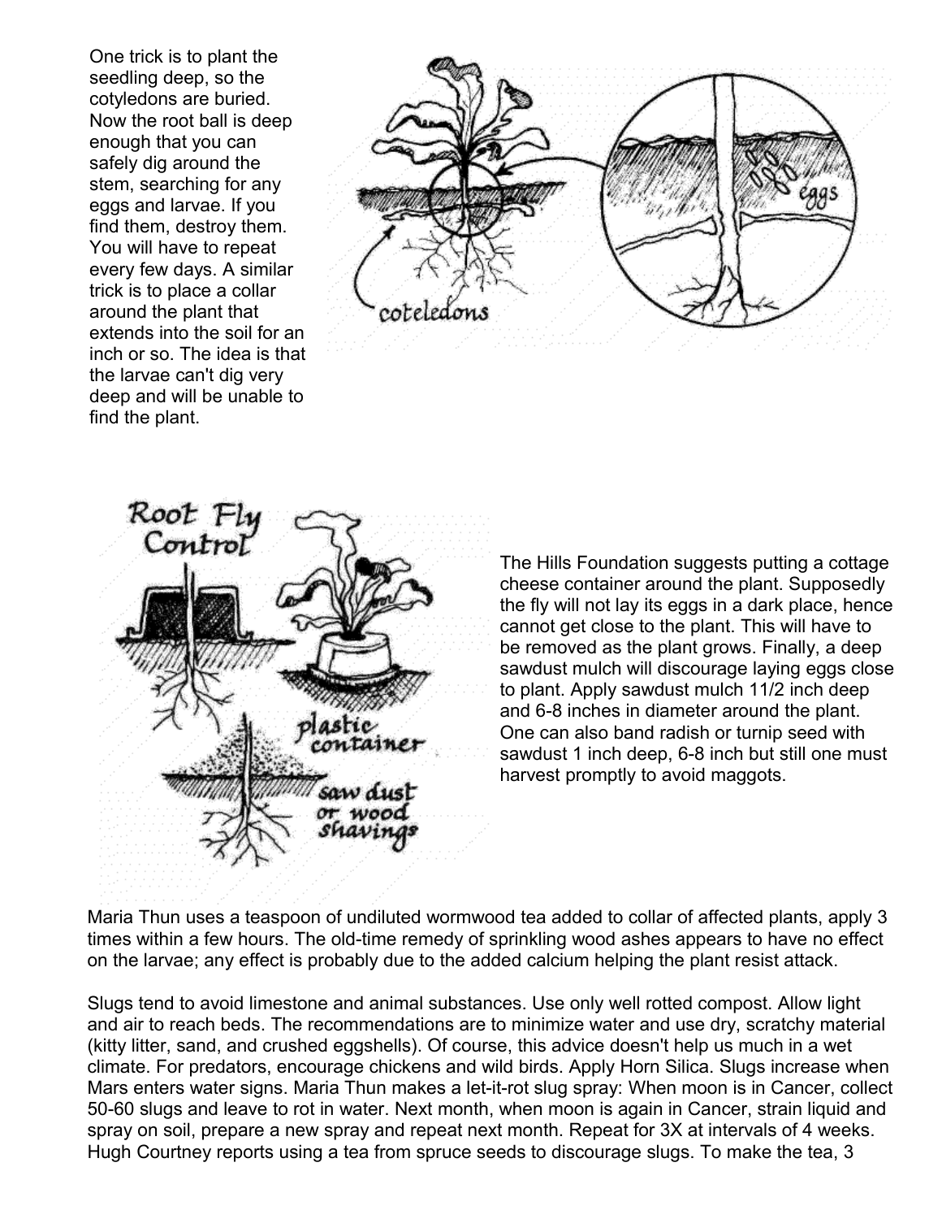One trick is to plant the seedling deep, so the cotyledons are buried. Now the root ball is deep enough that you can safely dig around the stem, searching for any eggs and larvae. If you find them, destroy them. You will have to repeat every few days. A similar trick is to place a collar around the plant that extends into the soil for an inch or so. The idea is that the larvae can't dig very deep and will be unable to find the plant.

The Hills Foundation suggests putting a cottage cheese container around the plant. Supposedly the fly will not lay its eggs in a dark place, hence cannot get close to the plant. This will have to be removed as the plant grows. Finally, a deep sawdust mulch will discourage laying eggs close to plant. Apply sawdust mulch 11/2 inch deep and 6-8 inches in diameter around the plant. One can also band radish or turnip seed with sawdust 1 inch deep, 6-8 inch but still one must harvest promptly to avoid maggots.

Maria Thun uses a teaspoon of undiluted wormwood tea added to collar of affected plants, apply 3 times within a few hours. The old-time remedy of sprinkling wood ashes appears to have no effect on the larvae; any effect is probably due to the added calcium helping the plant resist attack.

Slugs tend to avoid limestone and animal substances. Use only well rotted compost. Allow light and air to reach beds. The recommendations are to minimize water and use dry, scratchy material (kitty litter, sand, and crushed eggshells). Of course, this advice doesn't help us much in a wet climate. For predators, encourage chickens and wild birds. Apply Horn Silica. Slugs increase when Mars enters water signs. Maria Thun makes a let-it-rot slug spray: When moon is in Cancer, collect 50-60 slugs and leave to rot in water. Next month, when moon is again in Cancer, strain liquid and spray on soil, prepare a new spray and repeat next month. Repeat for 3X at intervals of 4 weeks. Hugh Courtney reports using a tea from spruce seeds to discourage slugs. To make the tea, 3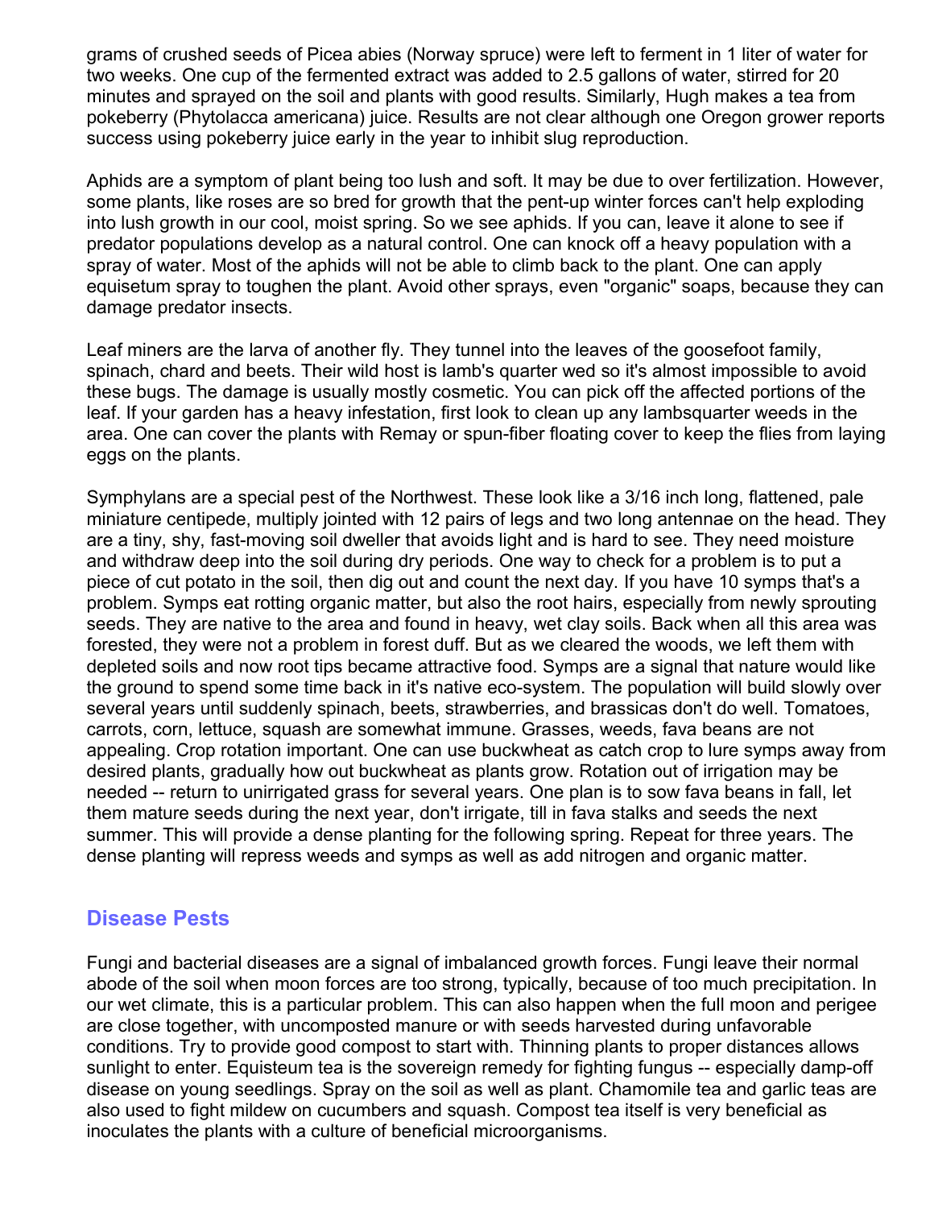grams of crushed seeds of Picea abies (Norway spruce) were left to ferment in 1 liter of water for two weeks. One cup of the fermented extract was added to 2.5 gallons of water, stirred for 20 minutes and sprayed on the soil and plants with good results. Similarly, Hugh makes a tea from pokeberry (Phytolacca americana) juice. Results are not clear although one Oregon grower reports success using pokeberry juice early in the year to inhibit slug reproduction.

Aphids are a symptom of plant being too lush and soft. It may be due to over fertilization. However, some plants, like roses are so bred for growth that the pent-up winter forces can't help exploding into lush growth in our cool, moist spring. So we see aphids. If you can, leave it alone to see if predator populations develop as a natural control. One can knock off a heavy population with a spray of water. Most of the aphids will not be able to climb back to the plant. One can apply equisetum spray to toughen the plant. Avoid other sprays, even "organic" soaps, because they can damage predator insects.

Leaf miners are the larva of another fly. They tunnel into the leaves of the goosefoot family, spinach, chard and beets. Their wild host is lamb's quarter wed so it's almost impossible to avoid these bugs. The damage is usually mostly cosmetic. You can pick off the affected portions of the leaf. If your garden has a heavy infestation, first look to clean up any lambsquarter weeds in the area. One can cover the plants with Remay or spun-fiber floating cover to keep the flies from laying eggs on the plants.

Symphylans are a special pest of the Northwest. These look like a 3/16 inch long, flattened, pale miniature centipede, multiply jointed with 12 pairs of legs and two long antennae on the head. They are a tiny, shy, fast-moving soil dweller that avoids light and is hard to see. They need moisture and withdraw deep into the soil during dry periods. One way to check for a problem is to put a piece of cut potato in the soil, then dig out and count the next day. If you have 10 symps that's a problem. Symps eat rotting organic matter, but also the root hairs, especially from newly sprouting seeds. They are native to the area and found in heavy, wet clay soils. Back when all this area was forested, they were not a problem in forest duff. But as we cleared the woods, we left them with depleted soils and now root tips became attractive food. Symps are a signal that nature would like the ground to spend some time back in it's native eco-system. The population will build slowly over several years until suddenly spinach, beets, strawberries, and brassicas don't do well. Tomatoes, carrots, corn, lettuce, squash are somewhat immune. Grasses, weeds, fava beans are not appealing. Crop rotation important. One can use buckwheat as catch crop to lure symps away from desired plants, gradually how out buckwheat as plants grow. Rotation out of irrigation may be needed -- return to unirrigated grass for several years. One plan is to sow fava beans in fall, let them mature seeds during the next year, don't irrigate, till in fava stalks and seeds the next summer. This will provide a dense planting for the following spring. Repeat for three years. The dense planting will repress weeds and symps as well as add nitrogen and organic matter.

## Disease Pests

Fungi and bacterial diseases are a signal of imbalanced growth forces. Fungi leave their normal abode of the soil when moon forces are too strong, typically, because of too much precipitation. In our wet climate, this is a particular problem. This can also happen when the full moon and perigee are close together, with uncomposted manure or with seeds harvested during unfavorable conditions. Try to provide good compost to start with. Thinning plants to proper distances allows sunlight to enter. Equisteum tea is the sovereign remedy for fighting fungus -- especially damp-off disease on young seedlings. Spray on the soil as well as plant. Chamomile tea and garlic teas are also used to fight mildew on cucumbers and squash. Compost tea itself is very beneficial as inoculates the plants with a culture of beneficial microorganisms.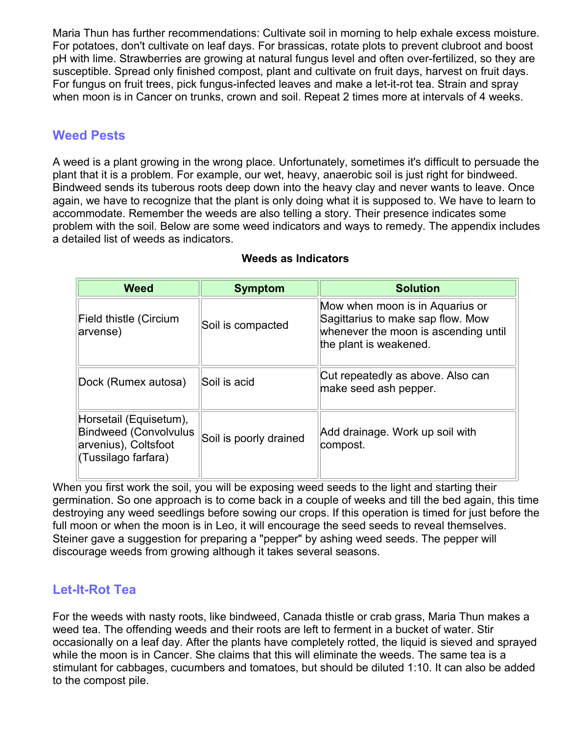Maria Thun has further recommendations: Cultivate soil in morning to help exhale excess moisture. For potatoes, don't cultivate on leaf days. For brassicas, rotate plots to prevent clubroot and boost pH with lime. Strawberries are growing at natural fungus level and often over-fertilized, so they are susceptible. Spread only finished compost, plant and cultivate on fruit days, harvest on fruit days. For fungus on fruit trees, pick fungus-infected leaves and make a let-it-rot tea. Strain and spray when moon is in Cancer on trunks, crown and soil. Repeat 2 times more at intervals of 4 weeks.

## Weed Pests

A weed is a plant growing in the wrong place. Unfortunately, sometimes it's difficult to persuade the plant that it is a problem. For example, our wet, heavy, anaerobic soil is just right for bindweed. Bindweed sends its tuberous roots deep down into the heavy clay and never wants to leave. Once again, we have to recognize that the plant is only doing what it is supposed to. We have to learn to accommodate. Remember the weeds are also telling a story. Their presence indicates some problem with the soil. Below are some weed indicators and ways to remedy. The appendix includes a detailed list of weeds as indicators.

**Weeds as Indicators**

| Weed | Symptom | Solution |
| --- | --- | --- |
| Field thistle (Circium arvense) | Soil is compacted | Mow when moon is in Aquarius or Sagittarius to make sap flow. Mow whenever the moon is ascending until the plant is weakened. |
| Dock (Rumex autosa) | Soil is acid | Cut repeatedly as above. Also can make seed ash pepper. |
| Horsetail (Equisetum), Bindweed (Convolvulus arvenius), Coltsfoot (Tussilago farfara) | Soil is poorly drained | Add drainage. Work up soil with compost. |

When you first work the soil, you will be exposing weed seeds to the light and starting their germination. So one approach is to come back in a couple of weeks and till the bed again, this time destroying any weed seedlings before sowing our crops. If this operation is timed for just before the full moon or when the moon is in Leo, it will encourage the seed seeds to reveal themselves. Steiner gave a suggestion for preparing a "pepper" by ashing weed seeds. The pepper will discourage weeds from growing although it takes several seasons.

## Let-It-Rot Tea

For the weeds with nasty roots, like bindweed, Canada thistle or crab grass, Maria Thun makes a weed tea. The offending weeds and their roots are left to ferment in a bucket of water. Stir occasionally on a leaf day. After the plants have completely rotted, the liquid is sieved and sprayed while the moon is in Cancer. She claims that this will eliminate the weeds. The same tea is a stimulant for cabbages, cucumbers and tomatoes, but should be diluted 1:10. It can also be added to the compost pile.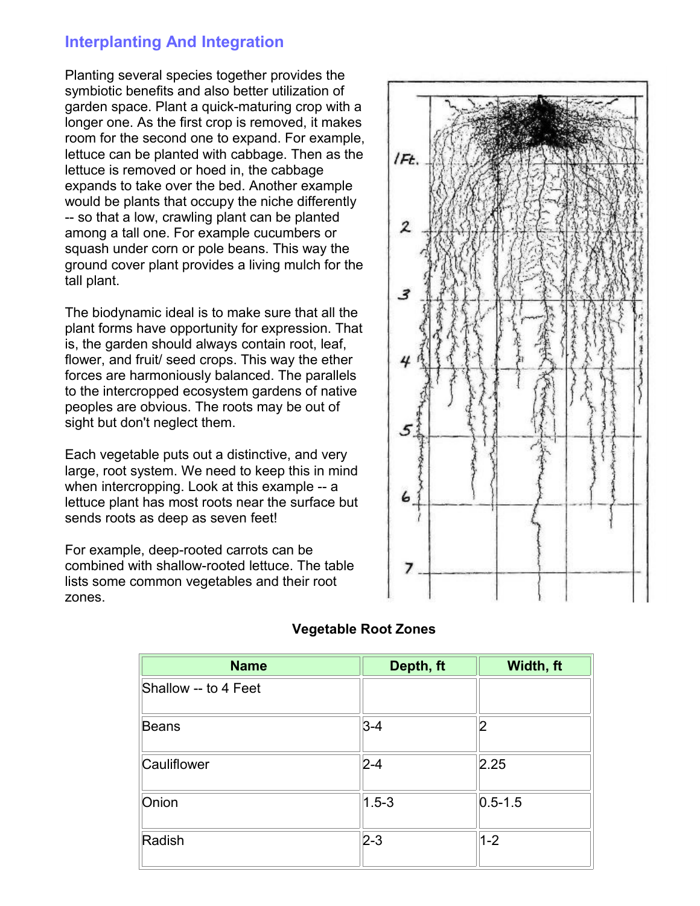## Interplanting And Integration

Planting several species together provides the symbiotic benefits and also better utilization of garden space. Plant a quick-maturing crop with a longer one. As the first crop is removed, it makes room for the second one to expand. For example, lettuce can be planted with cabbage. Then as the lettuce is removed or hoed in, the cabbage expands to take over the bed. Another example would be plants that occupy the niche differently -- so that a low, crawling plant can be planted among a tall one. For example cucumbers or squash under corn or pole beans. This way the ground cover plant provides a living mulch for the tall plant.

The biodynamic ideal is to make sure that all the plant forms have opportunity for expression. That is, the garden should always contain root, leaf, flower, and fruit/ seed crops. This way the ether forces are harmoniously balanced. The parallels to the intercropped ecosystem gardens of native peoples are obvious. The roots may be out of sight but don't neglect them.

Each vegetable puts out a distinctive, and very large, root system. We need to keep this in mind when intercropping. Look at this example -- a lettuce plant has most roots near the surface but sends roots as deep as seven feet!

For example, deep-rooted carrots can be combined with shallow-rooted lettuce. The table lists some common vegetables and their root zones.

**Vegetable Root Zones**

| Name | Depth, ft | Width, ft |
|---|---|---|
| Shallow -- to 4 Feet | | |
| Beans | 3-4 | 2 |
| Cauliflower | 2-4 | 2.25 |
| Onion | 1.5-3 | 0.5-1.5 |
| Radish | 2-3 | 1-2 |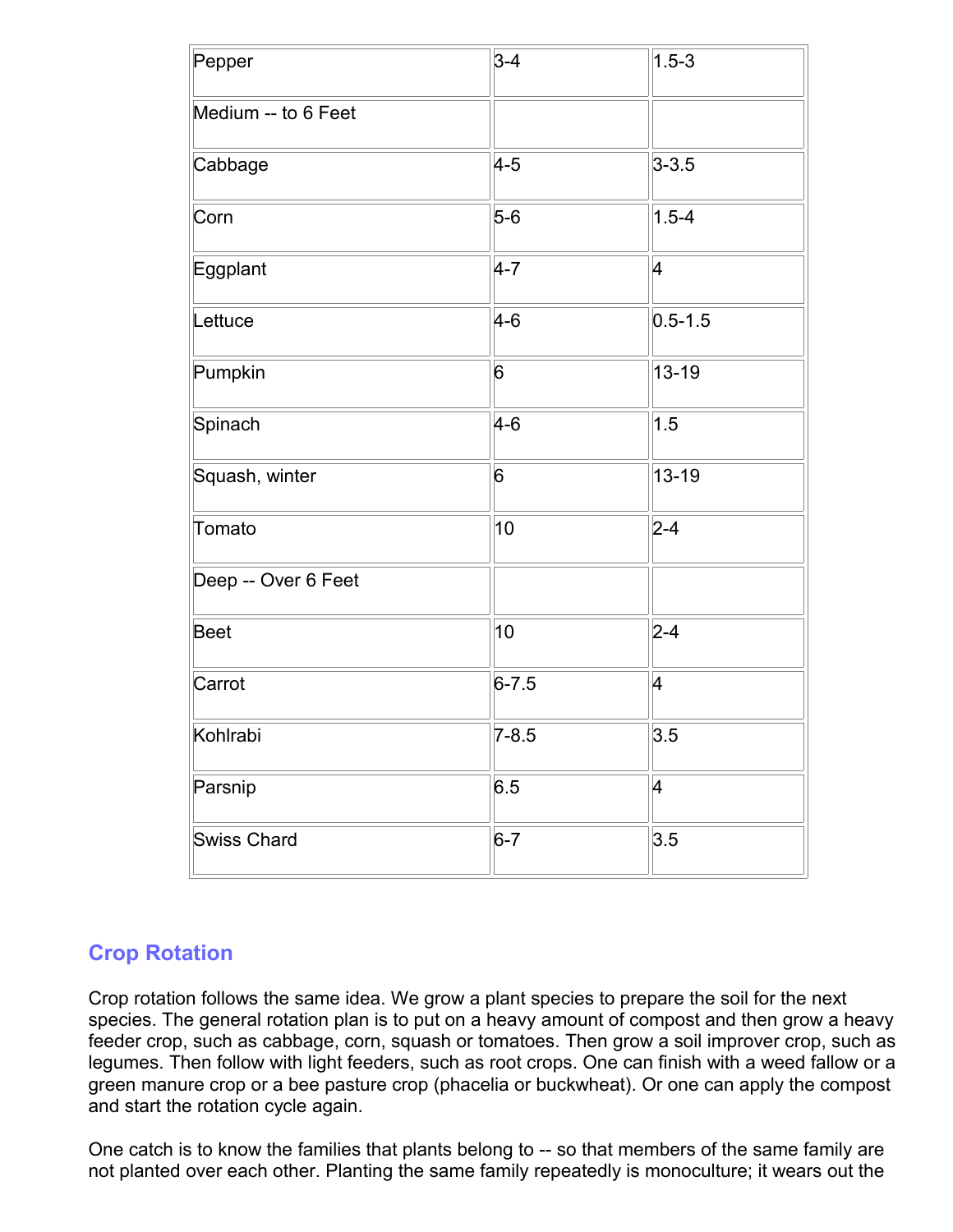| Pepper | 3-4 | 1.5-3 |
|---|---|---|
| Medium -- to 6 Feet | | |
| Cabbage | 4-5 | 3-3.5 |
| Corn | 5-6 | 1.5-4 |
| Eggplant | 4-7 | 4 |
| Lettuce | 4-6 | 0.5-1.5 |
| Pumpkin | 6 | 13-19 |
| Spinach | 4-6 | 1.5 |
| Squash, winter | 6 | 13-19 |
| Tomato | 10 | 2-4 |
| Deep -- Over 6 Feet | | |
| Beet | 10 | 2-4 |
| Carrot | 6-7.5 | 4 |
| Kohlrabi | 7-8.5 | 3.5 |
| Parsnip | 6.5 | 4 |
| Swiss Chard | 6-7 | 3.5 |

## Crop Rotation

Crop rotation follows the same idea. We grow a plant species to prepare the soil for the next species. The general rotation plan is to put on a heavy amount of compost and then grow a heavy feeder crop, such as cabbage, corn, squash or tomatoes. Then grow a soil improver crop, such as legumes. Then follow with light feeders, such as root crops. One can finish with a weed fallow or a green manure crop or a bee pasture crop (phacelia or buckwheat). Or one can apply the compost and start the rotation cycle again.

One catch is to know the families that plants belong to -- so that members of the same family are not planted over each other. Planting the same family repeatedly is monoculture; it wears out the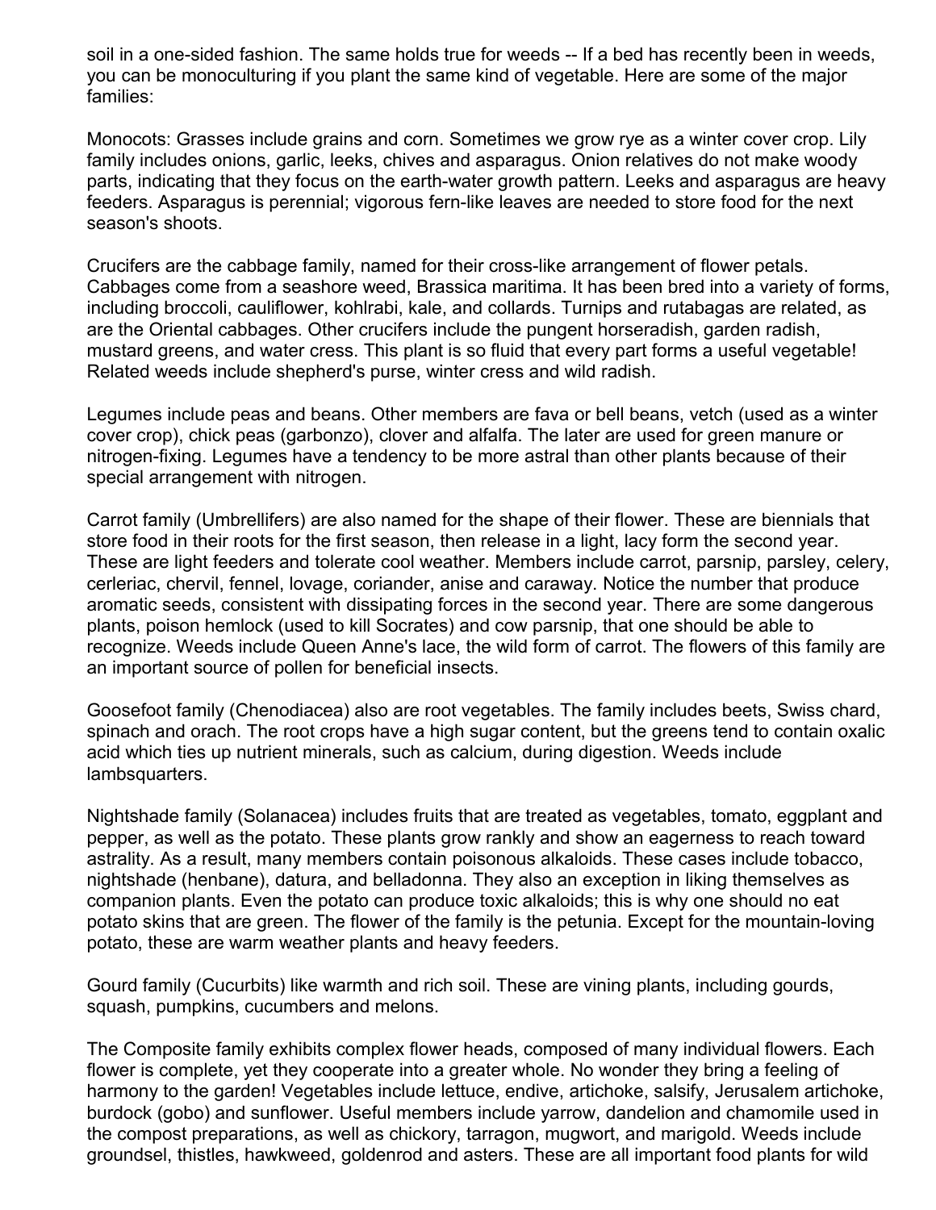soil in a one-sided fashion. The same holds true for weeds -- If a bed has recently been in weeds, you can be monoculturing if you plant the same kind of vegetable. Here are some of the major families:

Monocots: Grasses include grains and corn. Sometimes we grow rye as a winter cover crop. Lily family includes onions, garlic, leeks, chives and asparagus. Onion relatives do not make woody parts, indicating that they focus on the earth-water growth pattern. Leeks and asparagus are heavy feeders. Asparagus is perennial; vigorous fern-like leaves are needed to store food for the next season's shoots.

Crucifers are the cabbage family, named for their cross-like arrangement of flower petals. Cabbages come from a seashore weed, Brassica maritima. It has been bred into a variety of forms, including broccoli, cauliflower, kohlrabi, kale, and collards. Turnips and rutabagas are related, as are the Oriental cabbages. Other crucifers include the pungent horseradish, garden radish, mustard greens, and water cress. This plant is so fluid that every part forms a useful vegetable! Related weeds include shepherd's purse, winter cress and wild radish.

Legumes include peas and beans. Other members are fava or bell beans, vetch (used as a winter cover crop), chick peas (garbonzo), clover and alfalfa. The later are used for green manure or nitrogen-fixing. Legumes have a tendency to be more astral than other plants because of their special arrangement with nitrogen.

Carrot family (Umbrellifers) are also named for the shape of their flower. These are biennials that store food in their roots for the first season, then release in a light, lacy form the second year. These are light feeders and tolerate cool weather. Members include carrot, parsnip, parsley, celery, cerleriac, chervil, fennel, lovage, coriander, anise and caraway. Notice the number that produce aromatic seeds, consistent with dissipating forces in the second year. There are some dangerous plants, poison hemlock (used to kill Socrates) and cow parsnip, that one should be able to recognize. Weeds include Queen Anne's lace, the wild form of carrot. The flowers of this family are an important source of pollen for beneficial insects.

Goosefoot family (Chenodiacea) also are root vegetables. The family includes beets, Swiss chard, spinach and orach. The root crops have a high sugar content, but the greens tend to contain oxalic acid which ties up nutrient minerals, such as calcium, during digestion. Weeds include lambsquarters.

Nightshade family (Solanacea) includes fruits that are treated as vegetables, tomato, eggplant and pepper, as well as the potato. These plants grow rankly and show an eagerness to reach toward astrality. As a result, many members contain poisonous alkaloids. These cases include tobacco, nightshade (henbane), datura, and belladonna. They also an exception in liking themselves as companion plants. Even the potato can produce toxic alkaloids; this is why one should no eat potato skins that are green. The flower of the family is the petunia. Except for the mountain-loving potato, these are warm weather plants and heavy feeders.

Gourd family (Cucurbits) like warmth and rich soil. These are vining plants, including gourds, squash, pumpkins, cucumbers and melons.

The Composite family exhibits complex flower heads, composed of many individual flowers. Each flower is complete, yet they cooperate into a greater whole. No wonder they bring a feeling of harmony to the garden! Vegetables include lettuce, endive, artichoke, salsify, Jerusalem artichoke, burdock (gobo) and sunflower. Useful members include yarrow, dandelion and chamomile used in the compost preparations, as well as chickory, tarragon, mugwort, and marigold. Weeds include groundsel, thistles, hawkweed, goldenrod and asters. These are all important food plants for wild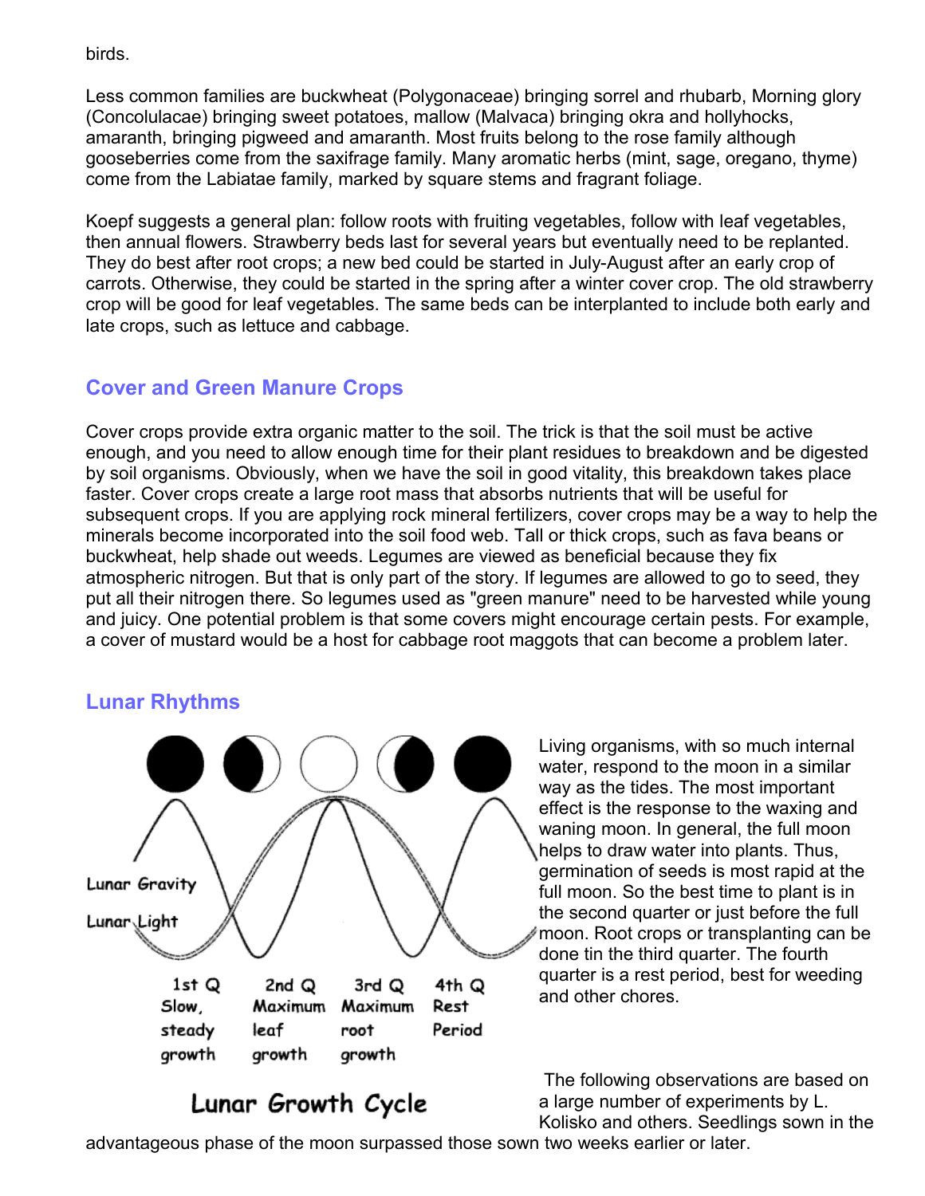birds.

Less common families are buckwheat (Polygonaceae) bringing sorrel and rhubarb, Morning glory (Concolulacae) bringing sweet potatoes, mallow (Malvaca) bringing okra and hollyhocks, amaranth, bringing pigweed and amaranth. Most fruits belong to the rose family although gooseberries come from the saxifrage family. Many aromatic herbs (mint, sage, oregano, thyme) come from the Labiatae family, marked by square stems and fragrant foliage.

Koepf suggests a general plan: follow roots with fruiting vegetables, follow with leaf vegetables, then annual flowers. Strawberry beds last for several years but eventually need to be replanted. They do best after root crops; a new bed could be started in July-August after an early crop of carrots. Otherwise, they could be started in the spring after a winter cover crop. The old strawberry crop will be good for leaf vegetables. The same beds can be interplanted to include both early and late crops, such as lettuce and cabbage.

## Cover and Green Manure Crops

Cover crops provide extra organic matter to the soil. The trick is that the soil must be active enough, and you need to allow enough time for their plant residues to breakdown and be digested by soil organisms. Obviously, when we have the soil in good vitality, this breakdown takes place faster. Cover crops create a large root mass that absorbs nutrients that will be useful for subsequent crops. If you are applying rock mineral fertilizers, cover crops may be a way to help the minerals become incorporated into the soil food web. Tall or thick crops, such as fava beans or buckwheat, help shade out weeds. Legumes are viewed as beneficial because they fix atmospheric nitrogen. But that is only part of the story. If legumes are allowed to go to seed, they put all their nitrogen there. So legumes used as "green manure" need to be harvested while young and juicy. One potential problem is that some covers might encourage certain pests. For example, a cover of mustard would be a host for cabbage root maggots that can become a problem later.

## Lunar Rhythms

Lunar Gravity

Lunar Light

| 1st Q | 2nd Q | 3rd Q | 4th Q |
|---|---|---|---|
| Slow, steady growth | Maximum leaf growth | Maximum root growth | Rest Period |

**Lunar Growth Cycle**

Living organisms, with so much internal water, respond to the moon in a similar way as the tides. The most important effect is the response to the waxing and waning moon. In general, the full moon helps to draw water into plants. Thus, germination of seeds is most rapid at the full moon. So the best time to plant is in the second quarter or just before the full moon. Root crops or transplanting can be done tin the third quarter. The fourth quarter is a rest period, best for weeding and other chores.

The following observations are based on a large number of experiments by L. Kolisko and others. Seedlings sown in the advantageous phase of the moon surpassed those sown two weeks earlier or later.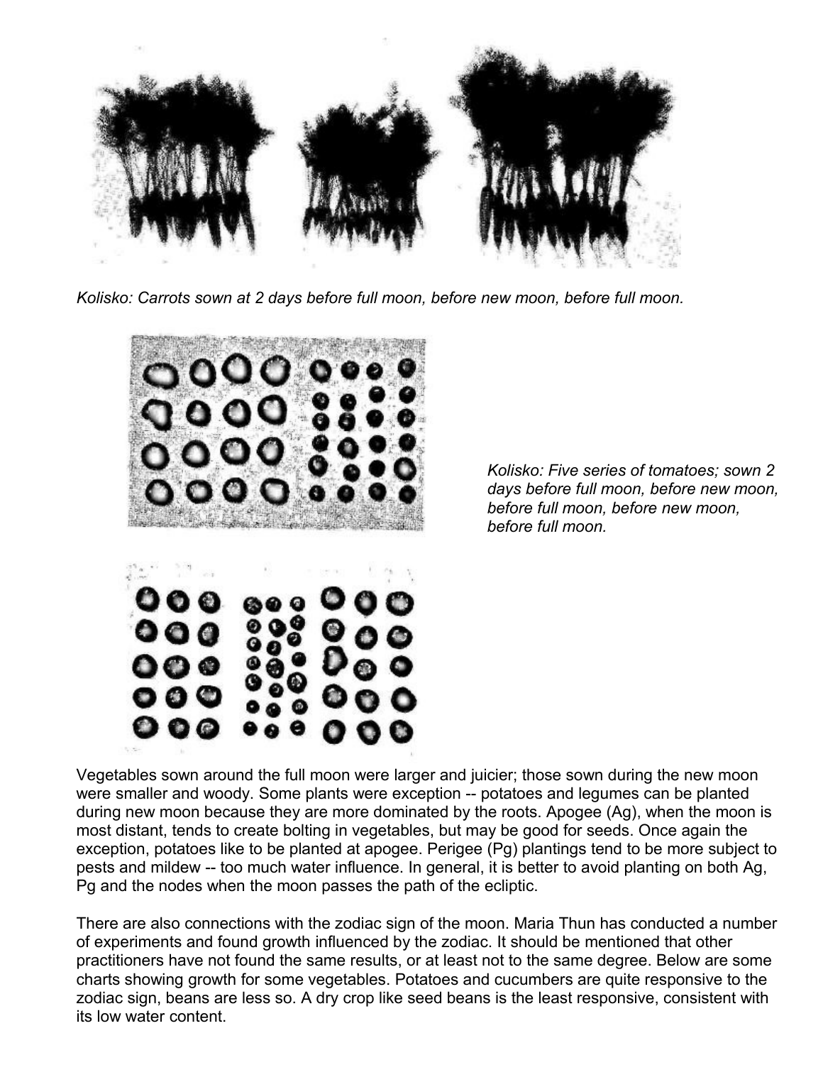*Kolisko: Carrots sown at 2 days before full moon, before new moon, before full moon.*

*Kolisko: Five series of tomatoes; sown 2 days before full moon, before new moon, before full moon, before new moon, before full moon.*

Vegetables sown around the full moon were larger and juicier; those sown during the new moon were smaller and woody. Some plants were exception -- potatoes and legumes can be planted during new moon because they are more dominated by the roots. Apogee (Ag), when the moon is most distant, tends to create bolting in vegetables, but may be good for seeds. Once again the exception, potatoes like to be planted at apogee. Perigee (Pg) plantings tend to be more subject to pests and mildew -- too much water influence. In general, it is better to avoid planting on both Ag, Pg and the nodes when the moon passes the path of the ecliptic.

There are also connections with the zodiac sign of the moon. Maria Thun has conducted a number of experiments and found growth influenced by the zodiac. It should be mentioned that other practitioners have not found the same results, or at least not to the same degree. Below are some charts showing growth for some vegetables. Potatoes and cucumbers are quite responsive to the zodiac sign, beans are less so. A dry crop like seed beans is the least responsive, consistent with its low water content.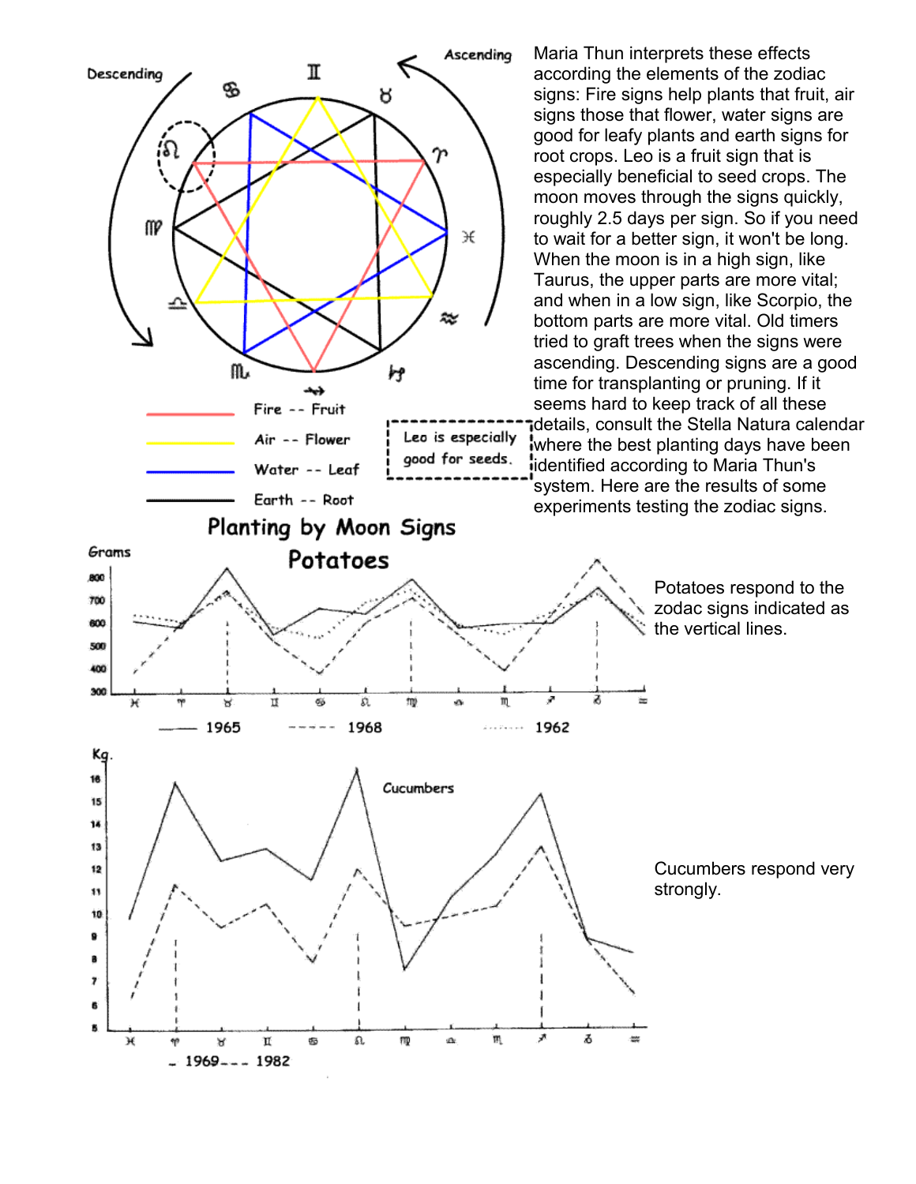Descending

Ascending

Fire -- Fruit

Air -- Flower

Water -- Leaf

Earth -- Root

Leo is especially good for seeds.

Maria Thun interprets these effects according the elements of the zodiac signs: Fire signs help plants that fruit, air signs those that flower, water signs are good for leafy plants and earth signs for root crops. Leo is a fruit sign that is especially beneficial to seed crops. The moon moves through the signs quickly, roughly 2.5 days per sign. So if you need to wait for a better sign, it won't be long. When the moon is in a high sign, like Taurus, the upper parts are more vital; and when in a low sign, like Scorpio, the bottom parts are more vital. Old timers tried to graft trees when the signs were ascending. Descending signs are a good time for transplanting or pruning. If it seems hard to keep track of all these details, consult the Stella Natura calendar where the best planting days have been identified according to Maria Thun's system. Here are the results of some experiments testing the zodiac signs.

## Planting by Moon Signs

### Potatoes

Grams

—— 1965 ----- 1968 ······ 1962

Potatoes respond to the zodac signs indicated as the vertical lines.

Kg.

Cucumbers

\_ 1969 --- 1982

Cucumbers respond very strongly.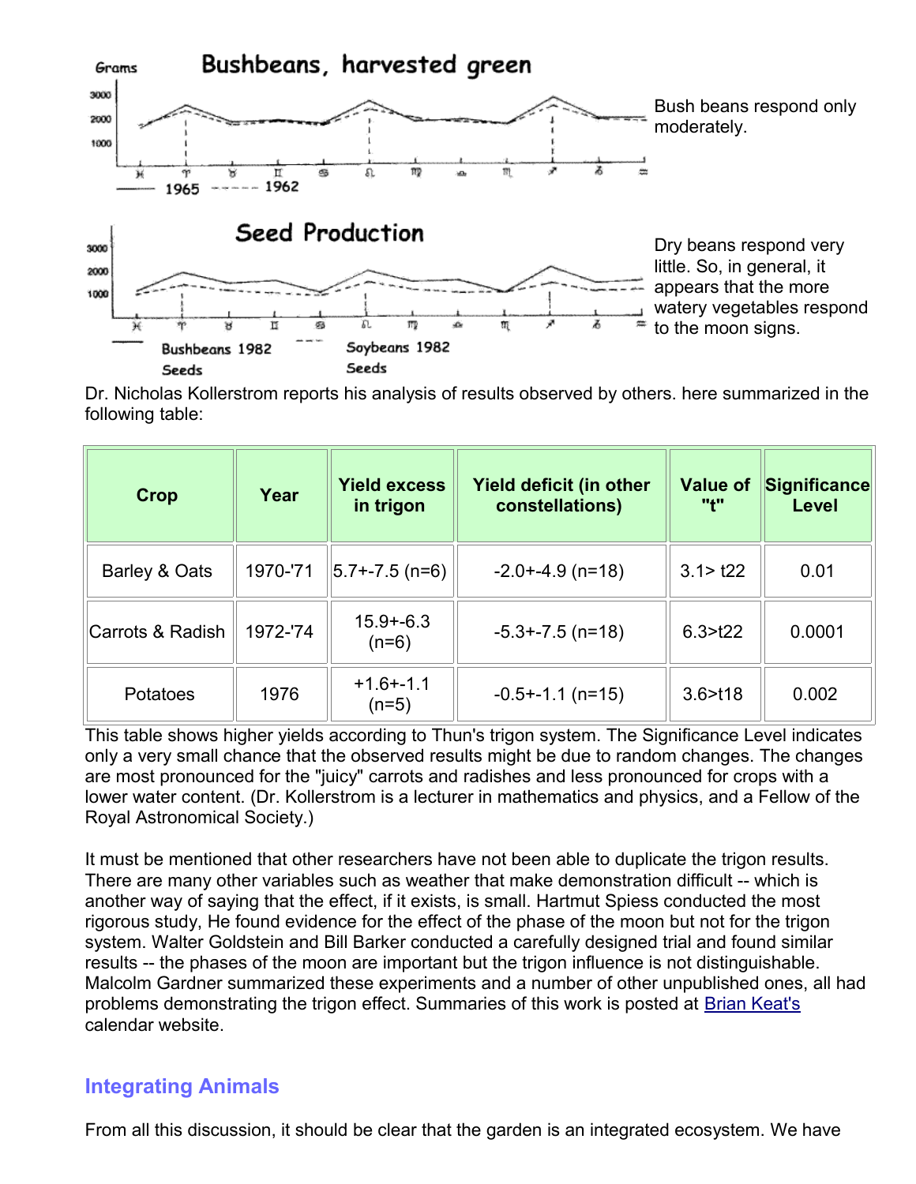Bush beans respond only moderately.

Dry beans respond very little. So, in general, it appears that the more watery vegetables respond to the moon signs.

Dr. Nicholas Kollerstrom reports his analysis of results observed by others. here summarized in the following table:

| Crop | Year | Yield excess in trigon | Yield deficit (in other constellations) | Value of "t" | Significance Level |
|---|---|---|---|---|---|
| Barley & Oats | 1970-'71 | 5.7+-7.5 (n=6) | -2.0+-4.9 (n=18) | 3.1> t22 | 0.01 |
| Carrots & Radish | 1972-'74 | 15.9+-6.3 (n=6) | -5.3+-7.5 (n=18) | 6.3>t22 | 0.0001 |
| Potatoes | 1976 | +1.6+-1.1 (n=5) | -0.5+-1.1 (n=15) | 3.6>t18 | 0.002 |

This table shows higher yields according to Thun's trigon system. The Significance Level indicates only a very small chance that the observed results might be due to random changes. The changes are most pronounced for the "juicy" carrots and radishes and less pronounced for crops with a lower water content. (Dr. Kollerstrom is a lecturer in mathematics and physics, and a Fellow of the Royal Astronomical Society.)

It must be mentioned that other researchers have not been able to duplicate the trigon results. There are many other variables such as weather that make demonstration difficult -- which is another way of saying that the effect, if it exists, is small. Hartmut Spiess conducted the most rigorous study, He found evidence for the effect of the phase of the moon but not for the trigon system. Walter Goldstein and Bill Barker conducted a carefully designed trial and found similar results -- the phases of the moon are important but the trigon influence is not distinguishable. Malcolm Gardner summarized these experiments and a number of other unpublished ones, all had problems demonstrating the trigon effect. Summaries of this work is posted at Brian Keat's calendar website.

## Integrating Animals

From all this discussion, it should be clear that the garden is an integrated ecosystem. We have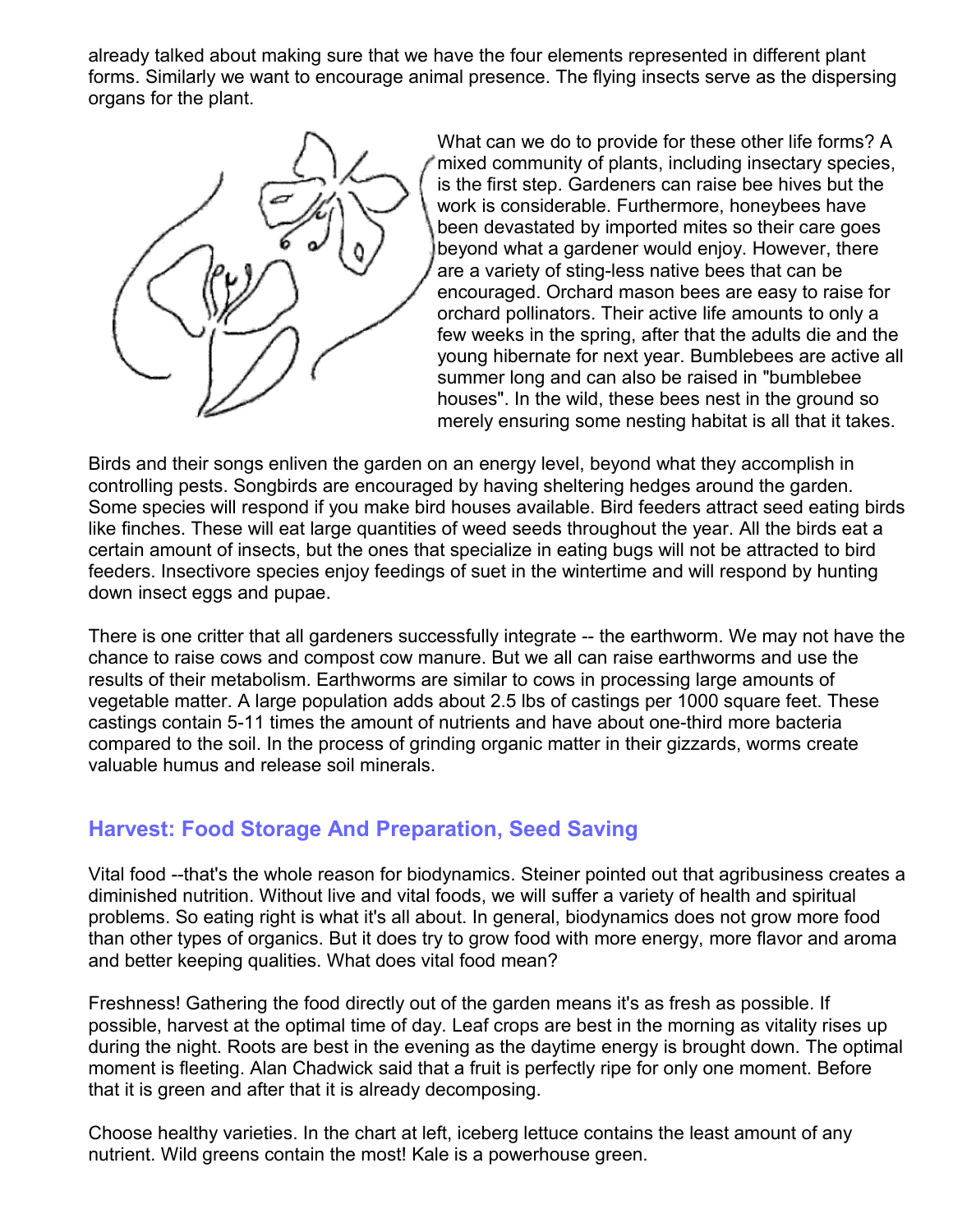already talked about making sure that we have the four elements represented in different plant forms. Similarly we want to encourage animal presence. The flying insects serve as the dispersing organs for the plant.

What can we do to provide for these other life forms? A mixed community of plants, including insectary species, is the first step. Gardeners can raise bee hives but the work is considerable. Furthermore, honeybees have been devastated by imported mites so their care goes beyond what a gardener would enjoy. However, there are a variety of sting-less native bees that can be encouraged. Orchard mason bees are easy to raise for orchard pollinators. Their active life amounts to only a few weeks in the spring, after that the adults die and the young hibernate for next year. Bumblebees are active all summer long and can also be raised in "bumblebee houses". In the wild, these bees nest in the ground so merely ensuring some nesting habitat is all that it takes.

Birds and their songs enliven the garden on an energy level, beyond what they accomplish in controlling pests. Songbirds are encouraged by having sheltering hedges around the garden. Some species will respond if you make bird houses available. Bird feeders attract seed eating birds like finches. These will eat large quantities of weed seeds throughout the year. All the birds eat a certain amount of insects, but the ones that specialize in eating bugs will not be attracted to bird feeders. Insectivore species enjoy feedings of suet in the wintertime and will respond by hunting down insect eggs and pupae.

There is one critter that all gardeners successfully integrate -- the earthworm. We may not have the chance to raise cows and compost cow manure. But we all can raise earthworms and use the results of their metabolism. Earthworms are similar to cows in processing large amounts of vegetable matter. A large population adds about 2.5 lbs of castings per 1000 square feet. These castings contain 5-11 times the amount of nutrients and have about one-third more bacteria compared to the soil. In the process of grinding organic matter in their gizzards, worms create valuable humus and release soil minerals.

## Harvest: Food Storage And Preparation, Seed Saving

Vital food --that's the whole reason for biodynamics. Steiner pointed out that agribusiness creates a diminished nutrition. Without live and vital foods, we will suffer a variety of health and spiritual problems. So eating right is what it's all about. In general, biodynamics does not grow more food than other types of organics. But it does try to grow food with more energy, more flavor and aroma and better keeping qualities. What does vital food mean?

Freshness! Gathering the food directly out of the garden means it's as fresh as possible. If possible, harvest at the optimal time of day. Leaf crops are best in the morning as vitality rises up during the night. Roots are best in the evening as the daytime energy is brought down. The optimal moment is fleeting. Alan Chadwick said that a fruit is perfectly ripe for only one moment. Before that it is green and after that it is already decomposing.

Choose healthy varieties. In the chart at left, iceberg lettuce contains the least amount of any nutrient. Wild greens contain the most! Kale is a powerhouse green.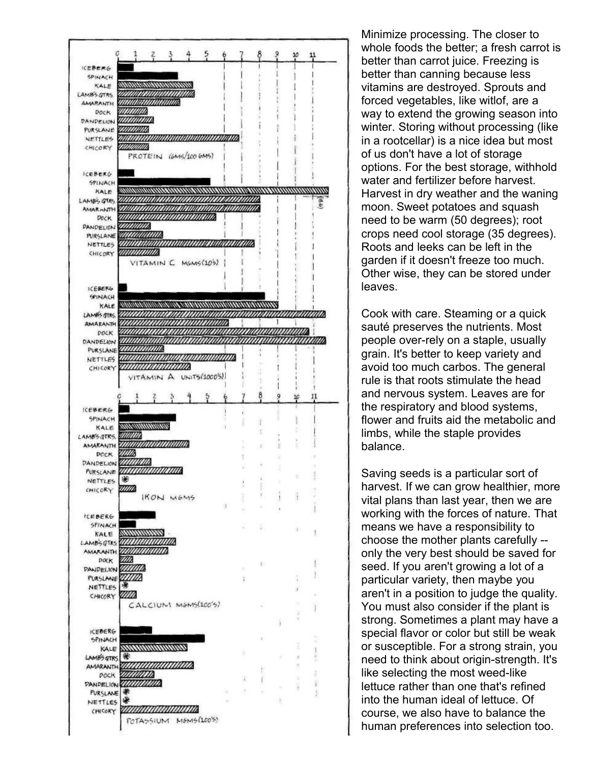Minimize processing. The closer to whole foods the better; a fresh carrot is better than carrot juice. Freezing is better than canning because less vitamins are destroyed. Sprouts and forced vegetables, like witlof, are a way to extend the growing season into winter. Storing without processing (like in a rootcellar) is a nice idea but most of us don't have a lot of storage options. For the best storage, withhold water and fertilizer before harvest. Harvest in dry weather and the waning moon. Sweet potatoes and squash need to be warm (50 degrees); root crops need cool storage (35 degrees). Roots and leeks can be left in the garden if it doesn't freeze too much. Other wise, they can be stored under leaves.

Cook with care. Steaming or a quick sauté preserves the nutrients. Most people over-rely on a staple, usually grain. It's better to keep variety and avoid too much carbos. The general rule is that roots stimulate the head and nervous system. Leaves are for the respiratory and blood systems, flower and fruits aid the metabolic and limbs, while the staple provides balance.

Saving seeds is a particular sort of harvest. If we can grow healthier, more vital plans than last year, then we are working with the forces of nature. That means we have a responsibility to choose the mother plants carefully -- only the very best should be saved for seed. If you aren't growing a lot of a particular variety, then maybe you aren't in a position to judge the quality. You must also consider if the plant is strong. Sometimes a plant may have a special flavor or color but still be weak or susceptible. For a strong strain, you need to think about origin-strength. It's like selecting the most weed-like lettuce rather than one that's refined into the human ideal of lettuce. Of course, we also have to balance the human preferences into selection too.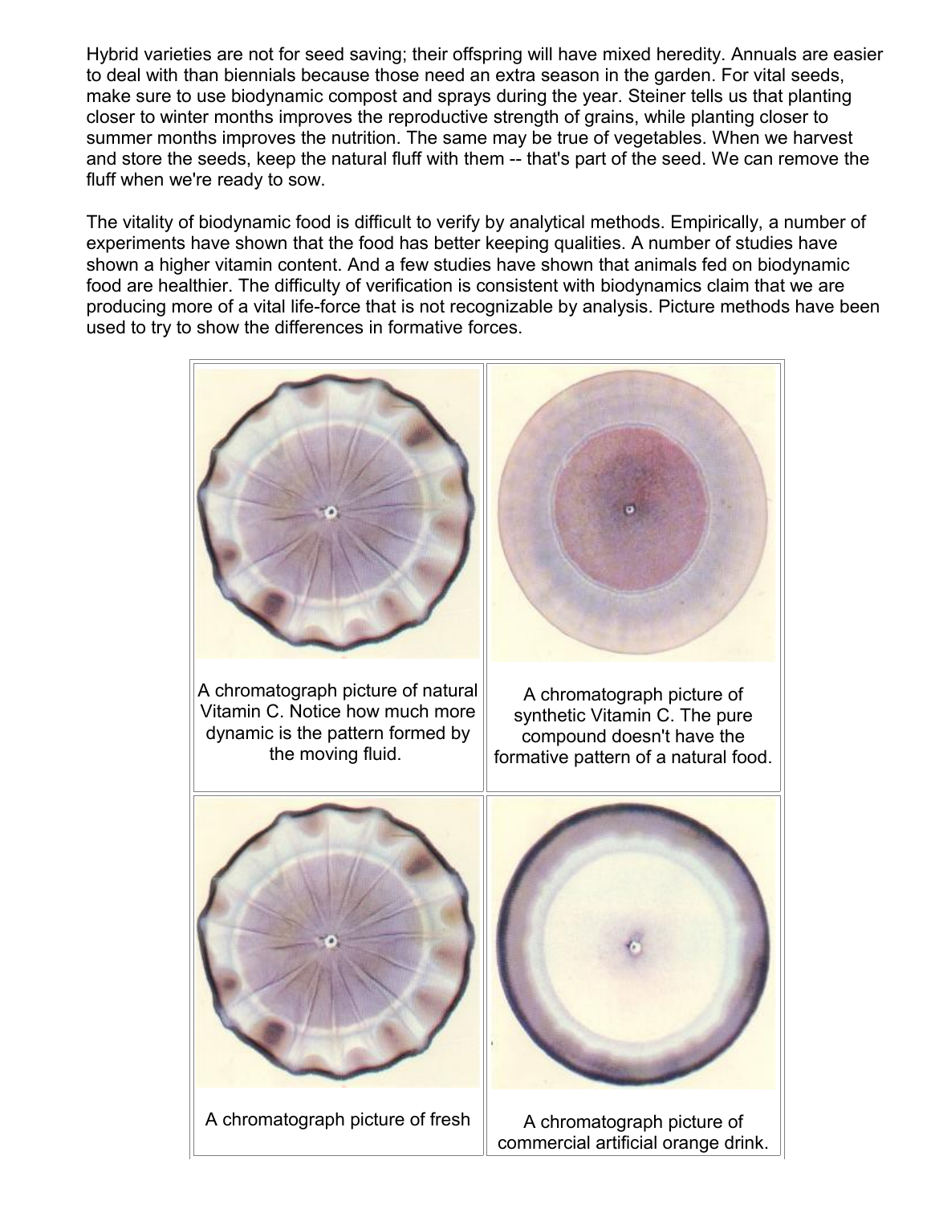Hybrid varieties are not for seed saving; their offspring will have mixed heredity. Annuals are easier to deal with than biennials because those need an extra season in the garden. For vital seeds, make sure to use biodynamic compost and sprays during the year. Steiner tells us that planting closer to winter months improves the reproductive strength of grains, while planting closer to summer months improves the nutrition. The same may be true of vegetables. When we harvest and store the seeds, keep the natural fluff with them -- that's part of the seed. We can remove the fluff when we're ready to sow.

The vitality of biodynamic food is difficult to verify by analytical methods. Empirically, a number of experiments have shown that the food has better keeping qualities. A number of studies have shown a higher vitamin content. And a few studies have shown that animals fed on biodynamic food are healthier. The difficulty of verification is consistent with biodynamics claim that we are producing more of a vital life-force that is not recognizable by analysis. Picture methods have been used to try to show the differences in formative forces.

A chromatograph picture of natural Vitamin C. Notice how much more dynamic is the pattern formed by the moving fluid.

A chromatograph picture of synthetic Vitamin C. The pure compound doesn't have the formative pattern of a natural food.

A chromatograph picture of fresh

A chromatograph picture of commercial artificial orange drink.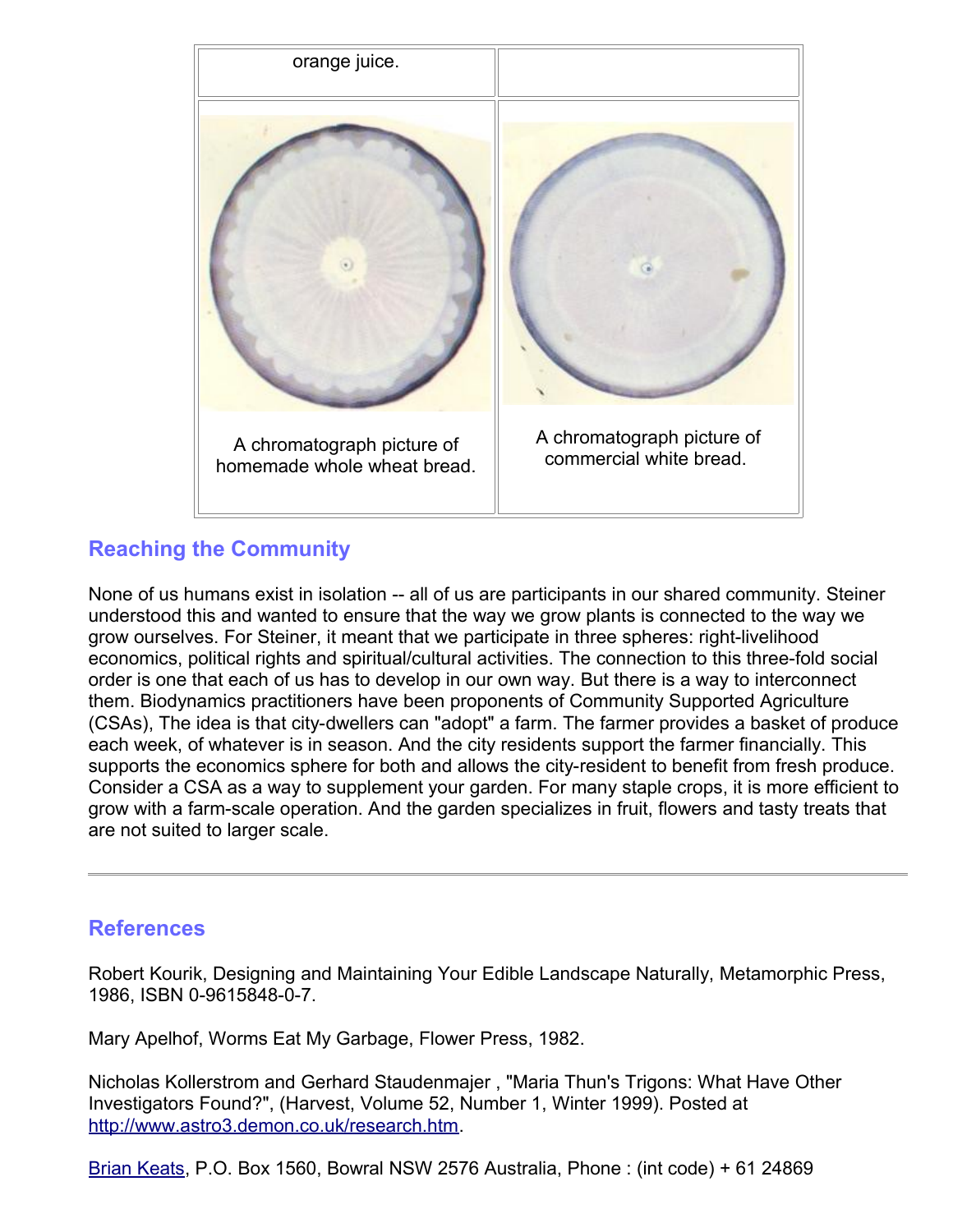| orange juice. | |
| --- | --- |
| A chromatograph picture of homemade whole wheat bread. | A chromatograph picture of commercial white bread. |

## Reaching the Community

None of us humans exist in isolation -- all of us are participants in our shared community. Steiner understood this and wanted to ensure that the way we grow plants is connected to the way we grow ourselves. For Steiner, it meant that we participate in three spheres: right-livelihood economics, political rights and spiritual/cultural activities. The connection to this three-fold social order is one that each of us has to develop in our own way. But there is a way to interconnect them. Biodynamics practitioners have been proponents of Community Supported Agriculture (CSAs), The idea is that city-dwellers can "adopt" a farm. The farmer provides a basket of produce each week, of whatever is in season. And the city residents support the farmer financially. This supports the economics sphere for both and allows the city-resident to benefit from fresh produce. Consider a CSA as a way to supplement your garden. For many staple crops, it is more efficient to grow with a farm-scale operation. And the garden specializes in fruit, flowers and tasty treats that are not suited to larger scale.

---

## References

Robert Kourik, Designing and Maintaining Your Edible Landscape Naturally, Metamorphic Press, 1986, ISBN 0-9615848-0-7.

Mary Apelhof, Worms Eat My Garbage, Flower Press, 1982.

Nicholas Kollerstrom and Gerhard Staudenmajer , "Maria Thun's Trigons: What Have Other Investigators Found?", (Harvest, Volume 52, Number 1, Winter 1999). Posted at http://www.astro3.demon.co.uk/research.htm.

Brian Keats, P.O. Box 1560, Bowral NSW 2576 Australia, Phone : (int code) + 61 24869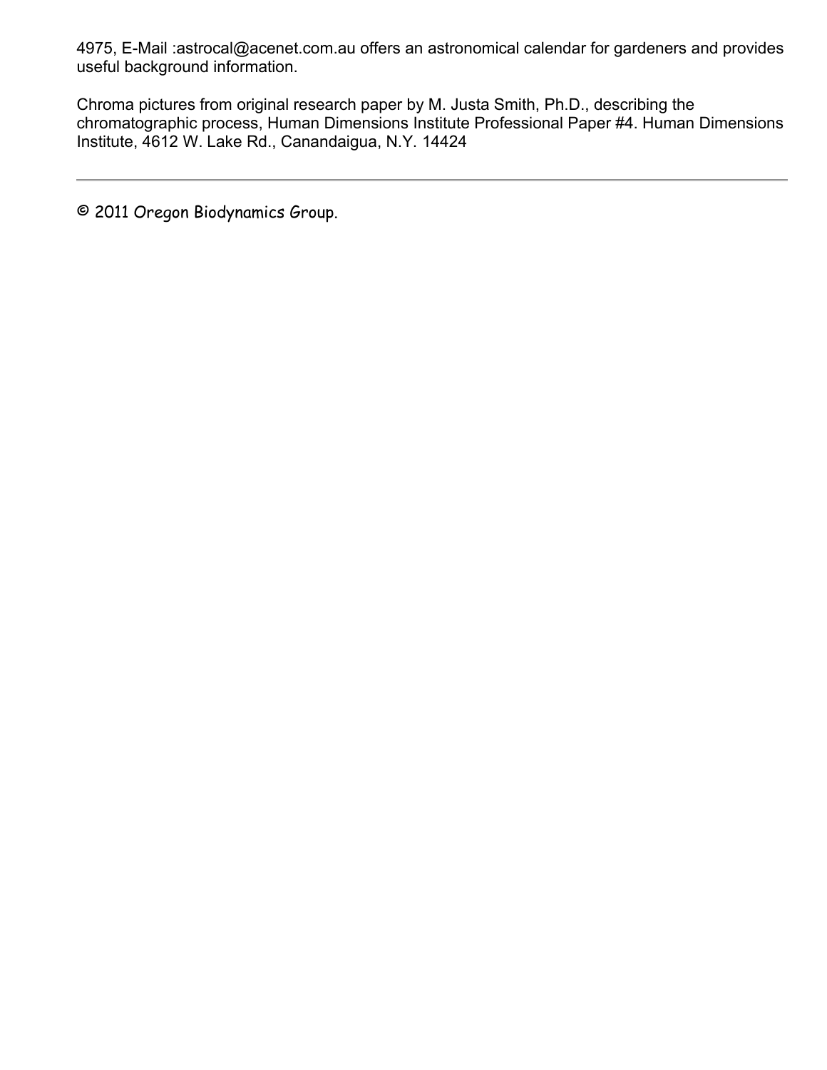4975, E-Mail :astrocal@acenet.com.au offers an astronomical calendar for gardeners and provides useful background information.

Chroma pictures from original research paper by M. Justa Smith, Ph.D., describing the chromatographic process, Human Dimensions Institute Professional Paper #4. Human Dimensions Institute, 4612 W. Lake Rd., Canandaigua, N.Y. 14424

---

© 2011 Oregon Biodynamics Group.